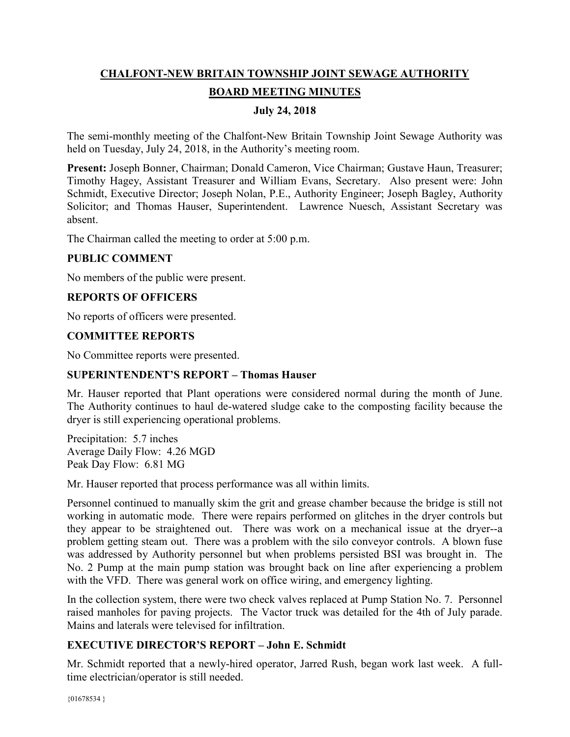# CHALFONT-NEW BRITAIN TOWNSHIP JOINT SEWAGE AUTHORITY

## BOARD MEETING MINUTES

### July 24, 2018

The semi-monthly meeting of the Chalfont-New Britain Township Joint Sewage Authority was held on Tuesday, July 24, 2018, in the Authority's meeting room.

**Present:** Joseph Bonner, Chairman; Donald Cameron, Vice Chairman; Gustave Haun, Treasurer; Timothy Hagey, Assistant Treasurer and William Evans, Secretary. Also present were: John Schmidt, Executive Director; Joseph Nolan, P.E., Authority Engineer; Joseph Bagley, Authority Solicitor; and Thomas Hauser, Superintendent. Lawrence Nuesch, Assistant Secretary was absent.

The Chairman called the meeting to order at 5:00 p.m.

## PUBLIC COMMENT

No members of the public were present.

## REPORTS OF OFFICERS

No reports of officers were presented.

## COMMITTEE REPORTS

No Committee reports were presented.

## SUPERINTENDENT'S REPORT – Thomas Hauser

Mr. Hauser reported that Plant operations were considered normal during the month of June. The Authority continues to haul de-watered sludge cake to the composting facility because the dryer is still experiencing operational problems.

Precipitation: 5.7 inches
Average Daily Flow: 4.26 MGD
Peak Day Flow: 6.81 MG

Mr. Hauser reported that process performance was all within limits.

Personnel continued to manually skim the grit and grease chamber because the bridge is still not working in automatic mode. There were repairs performed on glitches in the dryer controls but they appear to be straightened out. There was work on a mechanical issue at the dryer--a problem getting steam out. There was a problem with the silo conveyor controls. A blown fuse was addressed by Authority personnel but when problems persisted BSI was brought in. The No. 2 Pump at the main pump station was brought back on line after experiencing a problem with the VFD. There was general work on office wiring, and emergency lighting.

In the collection system, there were two check valves replaced at Pump Station No. 7. Personnel raised manholes for paving projects. The Vactor truck was detailed for the 4th of July parade. Mains and laterals were televised for infiltration.

## EXECUTIVE DIRECTOR'S REPORT – John E. Schmidt

Mr. Schmidt reported that a newly-hired operator, Jarred Rush, began work last week. A full-time electrician/operator is still needed.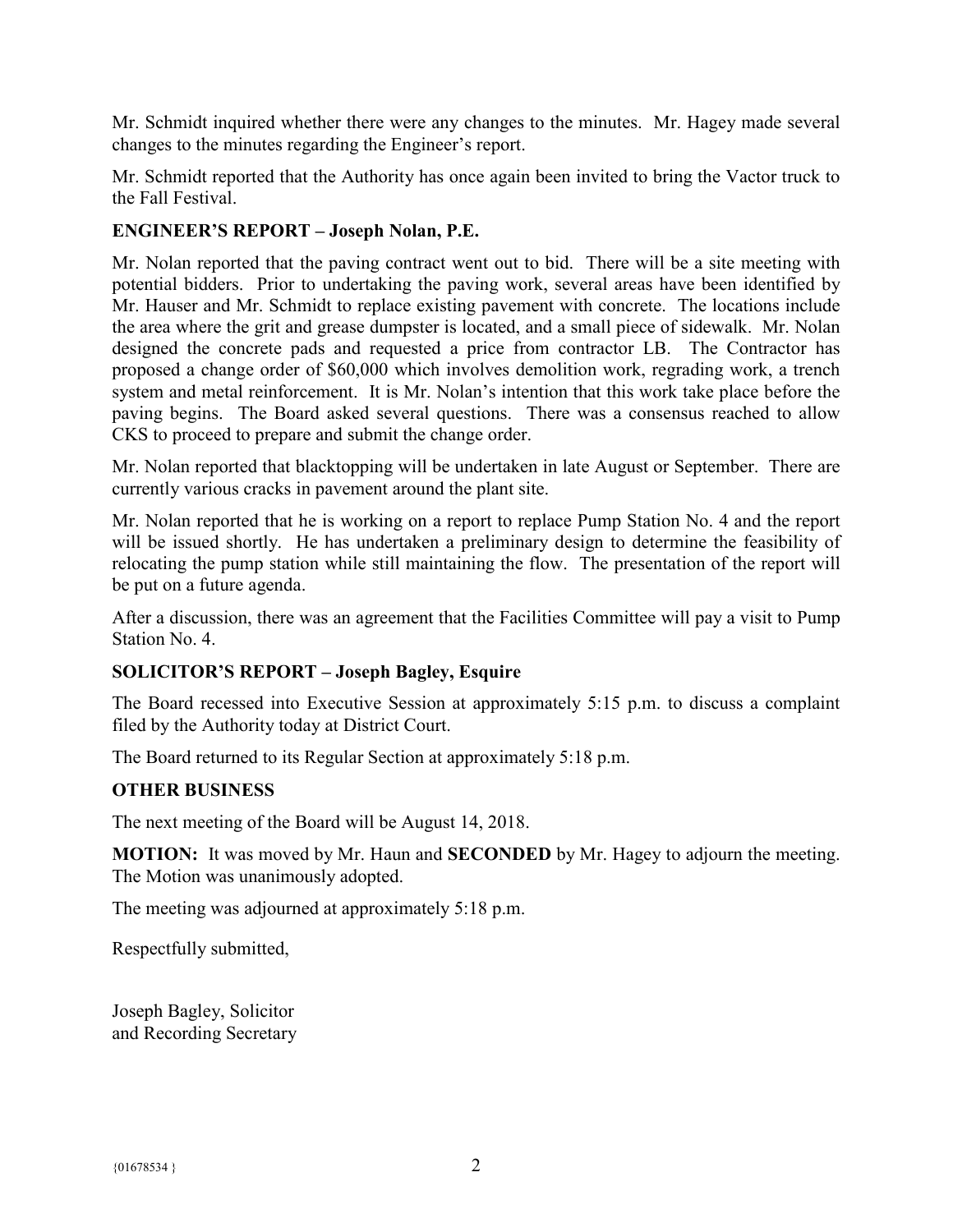Mr. Schmidt inquired whether there were any changes to the minutes. Mr. Hagey made several changes to the minutes regarding the Engineer's report.

Mr. Schmidt reported that the Authority has once again been invited to bring the Vactor truck to the Fall Festival.

**ENGINEER'S REPORT – Joseph Nolan, P.E.**

Mr. Nolan reported that the paving contract went out to bid. There will be a site meeting with potential bidders. Prior to undertaking the paving work, several areas have been identified by Mr. Hauser and Mr. Schmidt to replace existing pavement with concrete. The locations include the area where the grit and grease dumpster is located, and a small piece of sidewalk. Mr. Nolan designed the concrete pads and requested a price from contractor LB. The Contractor has proposed a change order of $60,000 which involves demolition work, regrading work, a trench system and metal reinforcement. It is Mr. Nolan's intention that this work take place before the paving begins. The Board asked several questions. There was a consensus reached to allow CKS to proceed to prepare and submit the change order.

Mr. Nolan reported that blacktopping will be undertaken in late August or September. There are currently various cracks in pavement around the plant site.

Mr. Nolan reported that he is working on a report to replace Pump Station No. 4 and the report will be issued shortly. He has undertaken a preliminary design to determine the feasibility of relocating the pump station while still maintaining the flow. The presentation of the report will be put on a future agenda.

After a discussion, there was an agreement that the Facilities Committee will pay a visit to Pump Station No. 4.

**SOLICITOR'S REPORT – Joseph Bagley, Esquire**

The Board recessed into Executive Session at approximately 5:15 p.m. to discuss a complaint filed by the Authority today at District Court.

The Board returned to its Regular Section at approximately 5:18 p.m.

**OTHER BUSINESS**

The next meeting of the Board will be August 14, 2018.

**MOTION:** It was moved by Mr. Haun and **SECONDED** by Mr. Hagey to adjourn the meeting. The Motion was unanimously adopted.

The meeting was adjourned at approximately 5:18 p.m.

Respectfully submitted,

Joseph Bagley, Solicitor
and Recording Secretary

{01678534 }